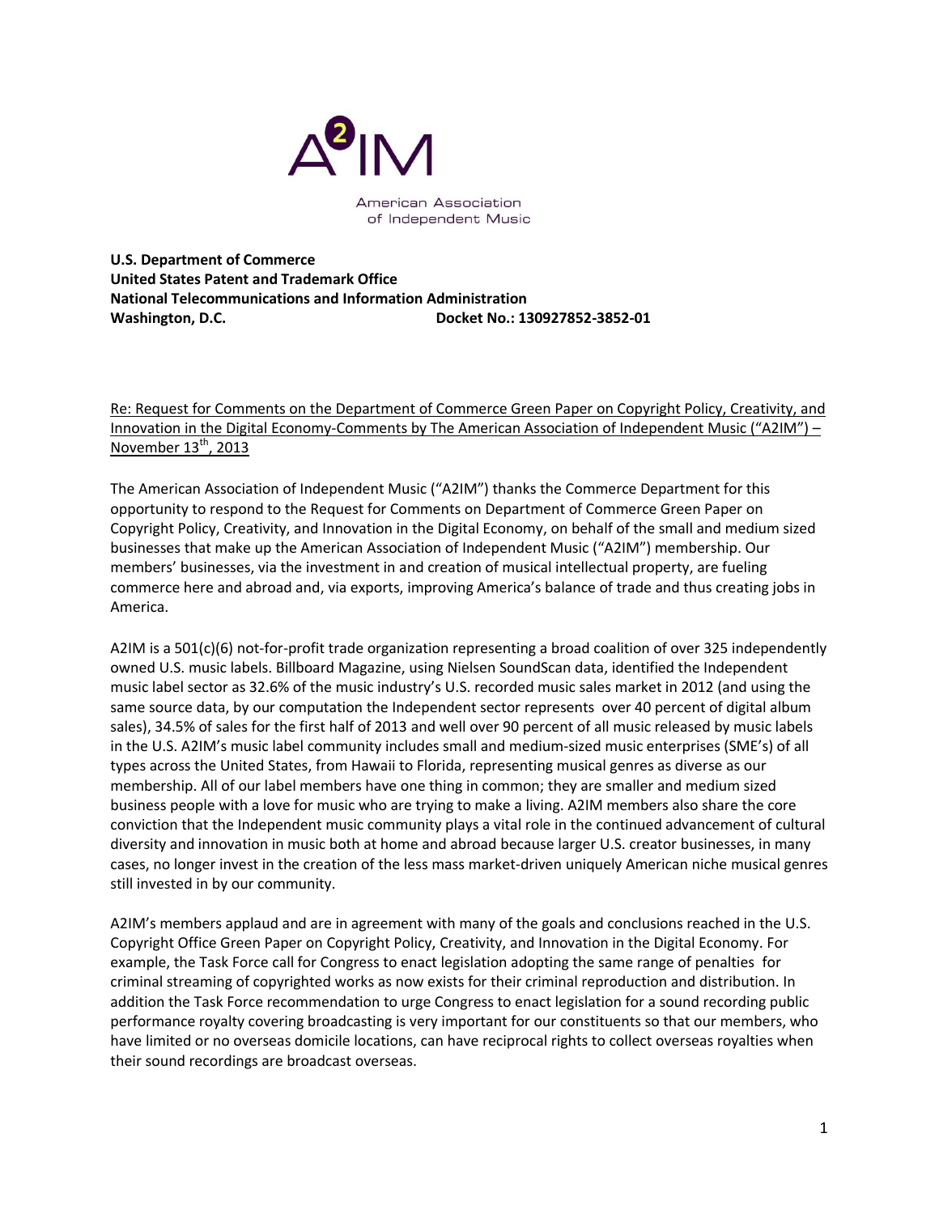A²IM

American Association of Independent Music

**U.S. Department of Commerce**
**United States Patent and Trademark Office**
**National Telecommunications and Information Administration**
**Washington, D.C. Docket No.: 130927852-3852-01**

Re: Request for Comments on the Department of Commerce Green Paper on Copyright Policy, Creativity, and Innovation in the Digital Economy-Comments by The American Association of Independent Music ("A2IM") – November 13th, 2013

The American Association of Independent Music ("A2IM") thanks the Commerce Department for this opportunity to respond to the Request for Comments on Department of Commerce Green Paper on Copyright Policy, Creativity, and Innovation in the Digital Economy, on behalf of the small and medium sized businesses that make up the American Association of Independent Music ("A2IM") membership. Our members' businesses, via the investment in and creation of musical intellectual property, are fueling commerce here and abroad and, via exports, improving America's balance of trade and thus creating jobs in America.

A2IM is a 501(c)(6) not-for-profit trade organization representing a broad coalition of over 325 independently owned U.S. music labels. Billboard Magazine, using Nielsen SoundScan data, identified the Independent music label sector as 32.6% of the music industry's U.S. recorded music sales market in 2012 (and using the same source data, by our computation the Independent sector represents over 40 percent of digital album sales), 34.5% of sales for the first half of 2013 and well over 90 percent of all music released by music labels in the U.S. A2IM's music label community includes small and medium-sized music enterprises (SME's) of all types across the United States, from Hawaii to Florida, representing musical genres as diverse as our membership. All of our label members have one thing in common; they are smaller and medium sized business people with a love for music who are trying to make a living. A2IM members also share the core conviction that the Independent music community plays a vital role in the continued advancement of cultural diversity and innovation in music both at home and abroad because larger U.S. creator businesses, in many cases, no longer invest in the creation of the less mass market-driven uniquely American niche musical genres still invested in by our community.

A2IM's members applaud and are in agreement with many of the goals and conclusions reached in the U.S. Copyright Office Green Paper on Copyright Policy, Creativity, and Innovation in the Digital Economy. For example, the Task Force call for Congress to enact legislation adopting the same range of penalties for criminal streaming of copyrighted works as now exists for their criminal reproduction and distribution. In addition the Task Force recommendation to urge Congress to enact legislation for a sound recording public performance royalty covering broadcasting is very important for our constituents so that our members, who have limited or no overseas domicile locations, can have reciprocal rights to collect overseas royalties when their sound recordings are broadcast overseas.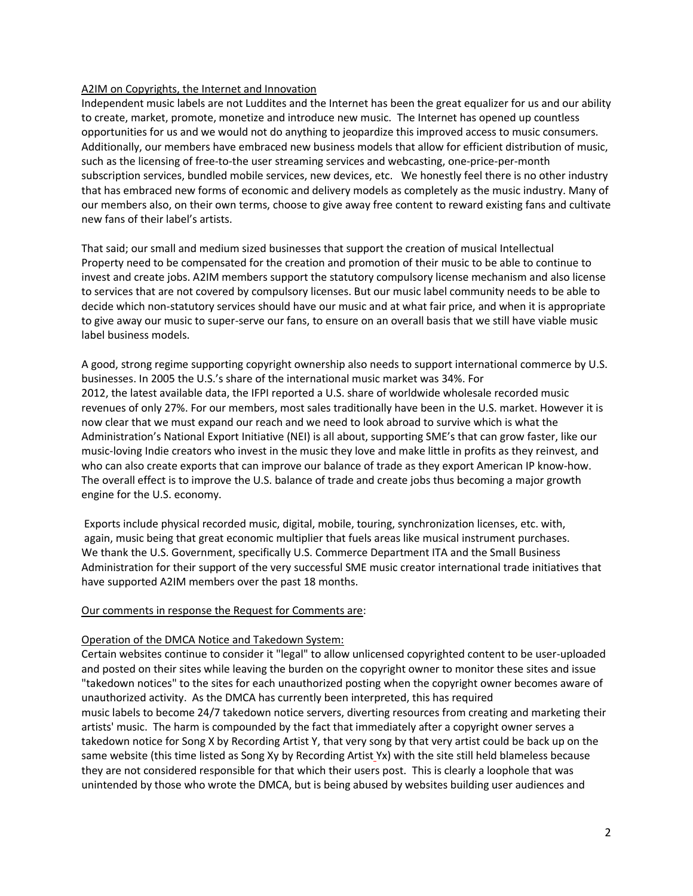## A2IM on Copyrights, the Internet and Innovation

Independent music labels are not Luddites and the Internet has been the great equalizer for us and our ability to create, market, promote, monetize and introduce new music. The Internet has opened up countless opportunities for us and we would not do anything to jeopardize this improved access to music consumers. Additionally, our members have embraced new business models that allow for efficient distribution of music, such as the licensing of free-to-the user streaming services and webcasting, one-price-per-month subscription services, bundled mobile services, new devices, etc. We honestly feel there is no other industry that has embraced new forms of economic and delivery models as completely as the music industry. Many of our members also, on their own terms, choose to give away free content to reward existing fans and cultivate new fans of their label's artists.

That said; our small and medium sized businesses that support the creation of musical Intellectual Property need to be compensated for the creation and promotion of their music to be able to continue to invest and create jobs. A2IM members support the statutory compulsory license mechanism and also license to services that are not covered by compulsory licenses. But our music label community needs to be able to decide which non-statutory services should have our music and at what fair price, and when it is appropriate to give away our music to super-serve our fans, to ensure on an overall basis that we still have viable music label business models.

A good, strong regime supporting copyright ownership also needs to support international commerce by U.S. businesses. In 2005 the U.S.'s share of the international music market was 34%. For 2012, the latest available data, the IFPI reported a U.S. share of worldwide wholesale recorded music revenues of only 27%. For our members, most sales traditionally have been in the U.S. market. However it is now clear that we must expand our reach and we need to look abroad to survive which is what the Administration's National Export Initiative (NEI) is all about, supporting SME's that can grow faster, like our music-loving Indie creators who invest in the music they love and make little in profits as they reinvest, and who can also create exports that can improve our balance of trade as they export American IP know-how. The overall effect is to improve the U.S. balance of trade and create jobs thus becoming a major growth engine for the U.S. economy.

Exports include physical recorded music, digital, mobile, touring, synchronization licenses, etc. with, again, music being that great economic multiplier that fuels areas like musical instrument purchases. We thank the U.S. Government, specifically U.S. Commerce Department ITA and the Small Business Administration for their support of the very successful SME music creator international trade initiatives that have supported A2IM members over the past 18 months.

## Our comments in response the Request for Comments are:

### Operation of the DMCA Notice and Takedown System:

Certain websites continue to consider it "legal" to allow unlicensed copyrighted content to be user-uploaded and posted on their sites while leaving the burden on the copyright owner to monitor these sites and issue "takedown notices" to the sites for each unauthorized posting when the copyright owner becomes aware of unauthorized activity. As the DMCA has currently been interpreted, this has required music labels to become 24/7 takedown notice servers, diverting resources from creating and marketing their artists' music. The harm is compounded by the fact that immediately after a copyright owner serves a takedown notice for Song X by Recording Artist Y, that very song by that very artist could be back up on the same website (this time listed as Song Xy by Recording Artist Yx) with the site still held blameless because they are not considered responsible for that which their users post. This is clearly a loophole that was unintended by those who wrote the DMCA, but is being abused by websites building user audiences and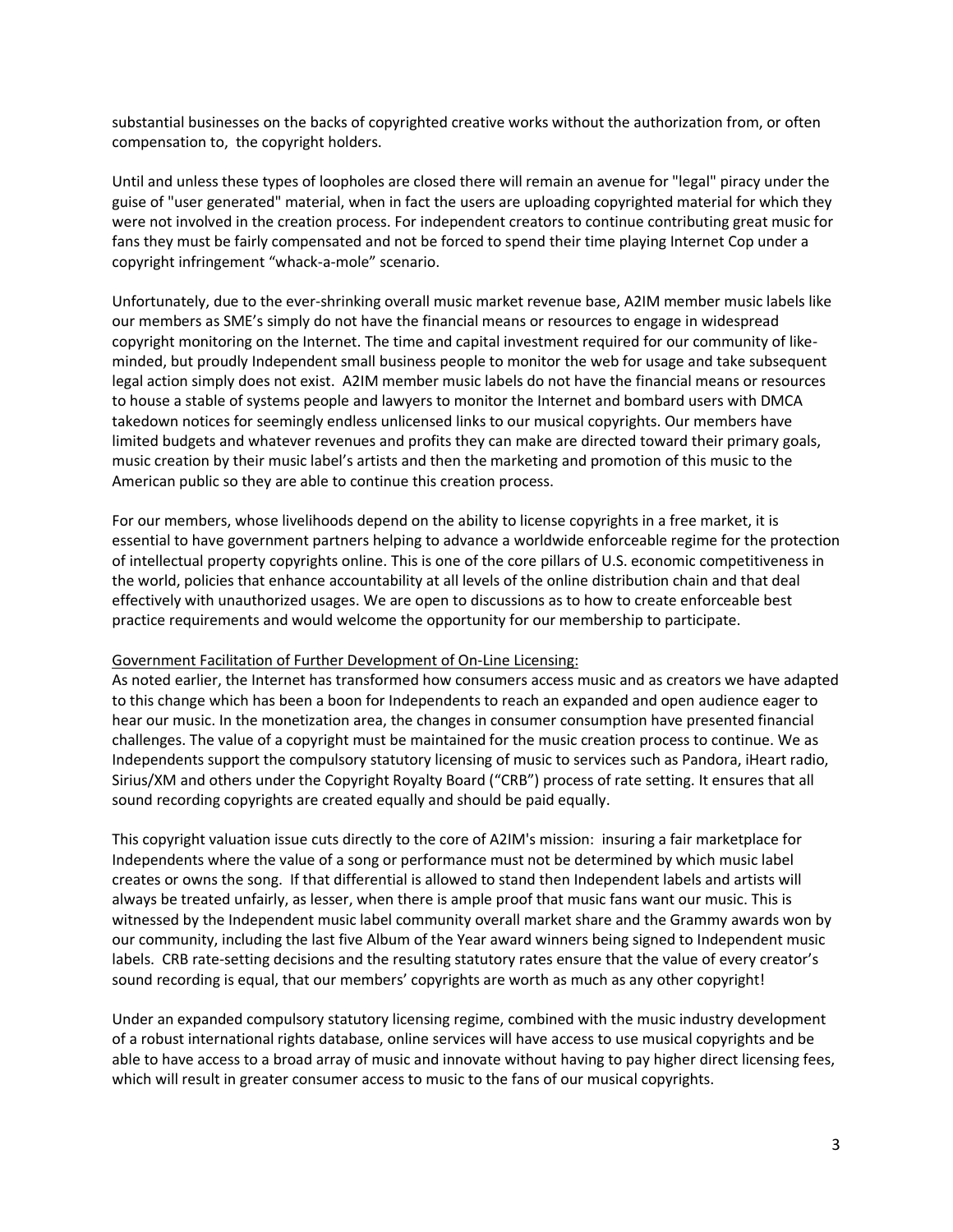substantial businesses on the backs of copyrighted creative works without the authorization from, or often compensation to, the copyright holders.

Until and unless these types of loopholes are closed there will remain an avenue for "legal" piracy under the guise of "user generated" material, when in fact the users are uploading copyrighted material for which they were not involved in the creation process. For independent creators to continue contributing great music for fans they must be fairly compensated and not be forced to spend their time playing Internet Cop under a copyright infringement "whack-a-mole" scenario.

Unfortunately, due to the ever-shrinking overall music market revenue base, A2IM member music labels like our members as SME's simply do not have the financial means or resources to engage in widespread copyright monitoring on the Internet. The time and capital investment required for our community of like-minded, but proudly Independent small business people to monitor the web for usage and take subsequent legal action simply does not exist. A2IM member music labels do not have the financial means or resources to house a stable of systems people and lawyers to monitor the Internet and bombard users with DMCA takedown notices for seemingly endless unlicensed links to our musical copyrights. Our members have limited budgets and whatever revenues and profits they can make are directed toward their primary goals, music creation by their music label's artists and then the marketing and promotion of this music to the American public so they are able to continue this creation process.

For our members, whose livelihoods depend on the ability to license copyrights in a free market, it is essential to have government partners helping to advance a worldwide enforceable regime for the protection of intellectual property copyrights online. This is one of the core pillars of U.S. economic competitiveness in the world, policies that enhance accountability at all levels of the online distribution chain and that deal effectively with unauthorized usages. We are open to discussions as to how to create enforceable best practice requirements and would welcome the opportunity for our membership to participate.

Government Facilitation of Further Development of On-Line Licensing:

As noted earlier, the Internet has transformed how consumers access music and as creators we have adapted to this change which has been a boon for Independents to reach an expanded and open audience eager to hear our music. In the monetization area, the changes in consumer consumption have presented financial challenges. The value of a copyright must be maintained for the music creation process to continue. We as Independents support the compulsory statutory licensing of music to services such as Pandora, iHeart radio, Sirius/XM and others under the Copyright Royalty Board ("CRB") process of rate setting. It ensures that all sound recording copyrights are created equally and should be paid equally.

This copyright valuation issue cuts directly to the core of A2IM's mission: insuring a fair marketplace for Independents where the value of a song or performance must not be determined by which music label creates or owns the song. If that differential is allowed to stand then Independent labels and artists will always be treated unfairly, as lesser, when there is ample proof that music fans want our music. This is witnessed by the Independent music label community overall market share and the Grammy awards won by our community, including the last five Album of the Year award winners being signed to Independent music labels. CRB rate-setting decisions and the resulting statutory rates ensure that the value of every creator's sound recording is equal, that our members' copyrights are worth as much as any other copyright!

Under an expanded compulsory statutory licensing regime, combined with the music industry development of a robust international rights database, online services will have access to use musical copyrights and be able to have access to a broad array of music and innovate without having to pay higher direct licensing fees, which will result in greater consumer access to music to the fans of our musical copyrights.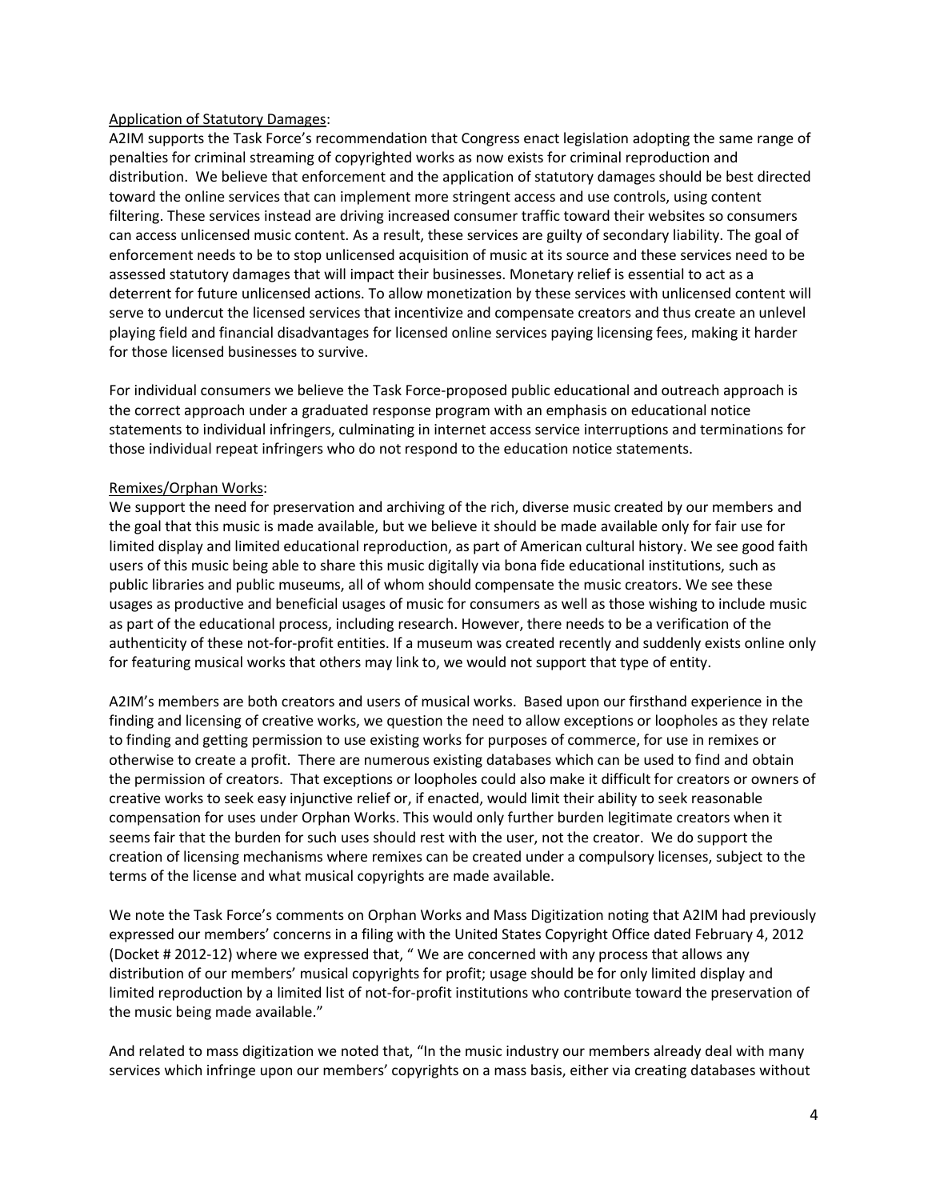Application of Statutory Damages:

A2IM supports the Task Force's recommendation that Congress enact legislation adopting the same range of penalties for criminal streaming of copyrighted works as now exists for criminal reproduction and distribution. We believe that enforcement and the application of statutory damages should be best directed toward the online services that can implement more stringent access and use controls, using content filtering. These services instead are driving increased consumer traffic toward their websites so consumers can access unlicensed music content. As a result, these services are guilty of secondary liability. The goal of enforcement needs to be to stop unlicensed acquisition of music at its source and these services need to be assessed statutory damages that will impact their businesses. Monetary relief is essential to act as a deterrent for future unlicensed actions. To allow monetization by these services with unlicensed content will serve to undercut the licensed services that incentivize and compensate creators and thus create an unlevel playing field and financial disadvantages for licensed online services paying licensing fees, making it harder for those licensed businesses to survive.

For individual consumers we believe the Task Force-proposed public educational and outreach approach is the correct approach under a graduated response program with an emphasis on educational notice statements to individual infringers, culminating in internet access service interruptions and terminations for those individual repeat infringers who do not respond to the education notice statements.

Remixes/Orphan Works:

We support the need for preservation and archiving of the rich, diverse music created by our members and the goal that this music is made available, but we believe it should be made available only for fair use for limited display and limited educational reproduction, as part of American cultural history. We see good faith users of this music being able to share this music digitally via bona fide educational institutions, such as public libraries and public museums, all of whom should compensate the music creators. We see these usages as productive and beneficial usages of music for consumers as well as those wishing to include music as part of the educational process, including research. However, there needs to be a verification of the authenticity of these not-for-profit entities. If a museum was created recently and suddenly exists online only for featuring musical works that others may link to, we would not support that type of entity.

A2IM's members are both creators and users of musical works. Based upon our firsthand experience in the finding and licensing of creative works, we question the need to allow exceptions or loopholes as they relate to finding and getting permission to use existing works for purposes of commerce, for use in remixes or otherwise to create a profit. There are numerous existing databases which can be used to find and obtain the permission of creators. That exceptions or loopholes could also make it difficult for creators or owners of creative works to seek easy injunctive relief or, if enacted, would limit their ability to seek reasonable compensation for uses under Orphan Works. This would only further burden legitimate creators when it seems fair that the burden for such uses should rest with the user, not the creator. We do support the creation of licensing mechanisms where remixes can be created under a compulsory licenses, subject to the terms of the license and what musical copyrights are made available.

We note the Task Force's comments on Orphan Works and Mass Digitization noting that A2IM had previously expressed our members' concerns in a filing with the United States Copyright Office dated February 4, 2012 (Docket # 2012-12) where we expressed that, " We are concerned with any process that allows any distribution of our members' musical copyrights for profit; usage should be for only limited display and limited reproduction by a limited list of not-for-profit institutions who contribute toward the preservation of the music being made available."

And related to mass digitization we noted that, "In the music industry our members already deal with many services which infringe upon our members' copyrights on a mass basis, either via creating databases without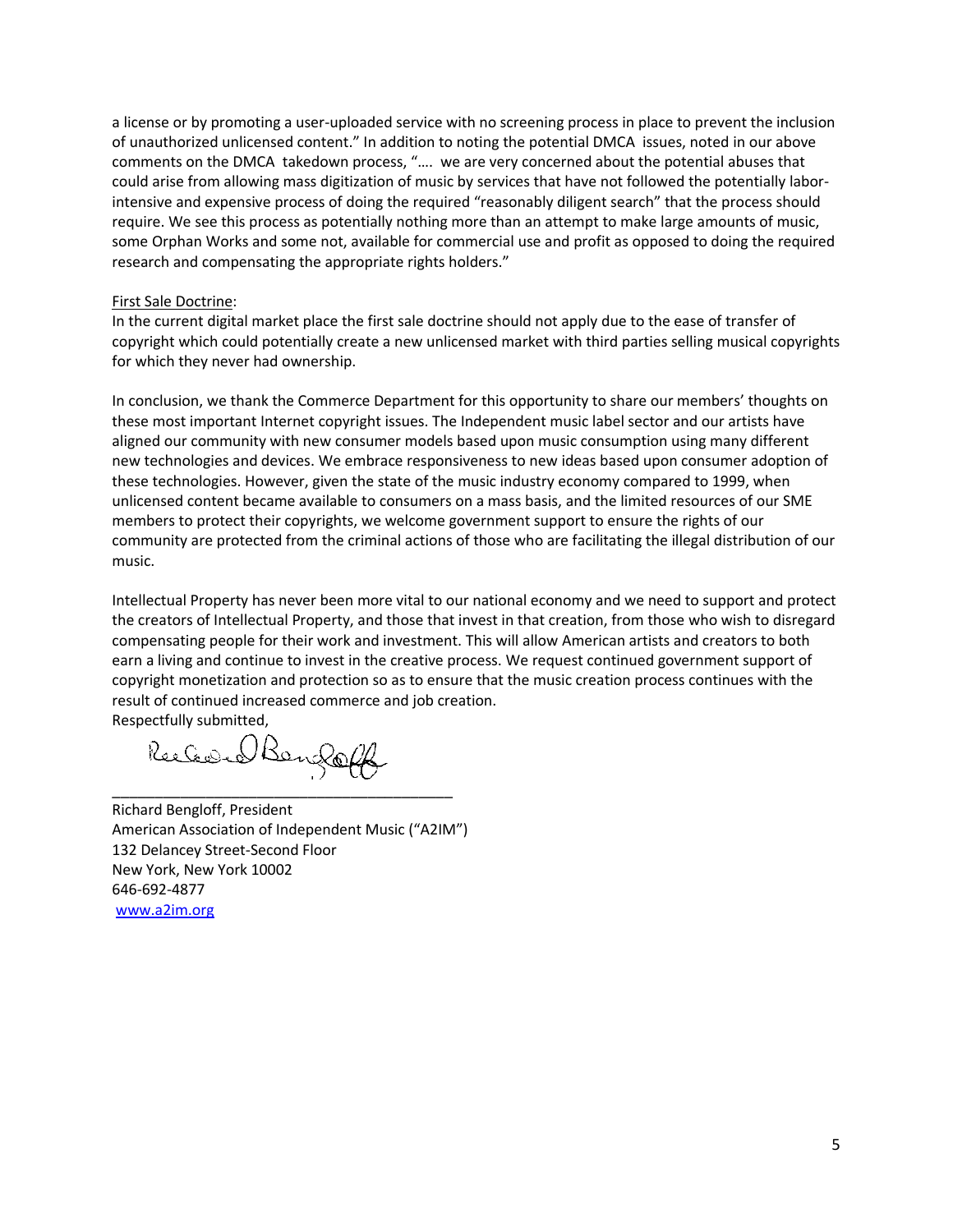a license or by promoting a user-uploaded service with no screening process in place to prevent the inclusion of unauthorized unlicensed content." In addition to noting the potential DMCA issues, noted in our above comments on the DMCA takedown process, "…. we are very concerned about the potential abuses that could arise from allowing mass digitization of music by services that have not followed the potentially labor-intensive and expensive process of doing the required "reasonably diligent search" that the process should require. We see this process as potentially nothing more than an attempt to make large amounts of music, some Orphan Works and some not, available for commercial use and profit as opposed to doing the required research and compensating the appropriate rights holders."

<u>First Sale Doctrine</u>:
In the current digital market place the first sale doctrine should not apply due to the ease of transfer of copyright which could potentially create a new unlicensed market with third parties selling musical copyrights for which they never had ownership.

In conclusion, we thank the Commerce Department for this opportunity to share our members' thoughts on these most important Internet copyright issues. The Independent music label sector and our artists have aligned our community with new consumer models based upon music consumption using many different new technologies and devices. We embrace responsiveness to new ideas based upon consumer adoption of these technologies. However, given the state of the music industry economy compared to 1999, when unlicensed content became available to consumers on a mass basis, and the limited resources of our SME members to protect their copyrights, we welcome government support to ensure the rights of our community are protected from the criminal actions of those who are facilitating the illegal distribution of our music.

Intellectual Property has never been more vital to our national economy and we need to support and protect the creators of Intellectual Property, and those that invest in that creation, from those who wish to disregard compensating people for their work and investment. This will allow American artists and creators to both earn a living and continue to invest in the creative process. We request continued government support of copyright monetization and protection so as to ensure that the music creation process continues with the result of continued increased commerce and job creation.
Respectfully submitted,

Richard Bengloff
\_\_\_\_\_\_\_\_\_\_\_\_\_\_\_\_\_\_\_\_\_\_\_\_\_\_\_\_\_\_\_\_\_\_\_\_\_\_\_\_\_\_\_

Richard Bengloff, President
American Association of Independent Music ("A2IM")
132 Delancey Street-Second Floor
New York, New York 10002
646-692-4877
www.a2im.org